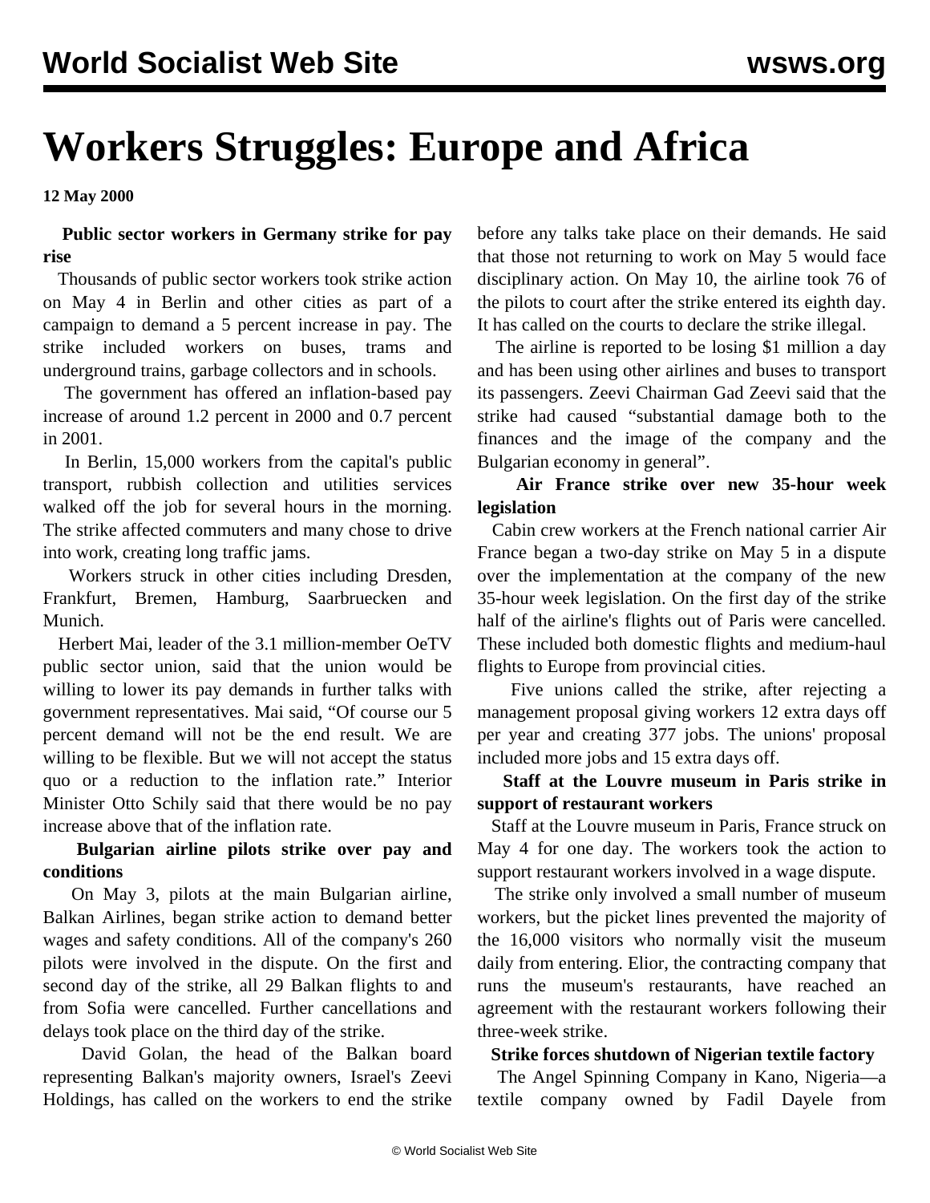# Workers Struggles: Europe and Africa

**12 May 2000**

**Public sector workers in Germany strike for pay rise**

Thousands of public sector workers took strike action on May 4 in Berlin and other cities as part of a campaign to demand a 5 percent increase in pay. The strike included workers on buses, trams and underground trains, garbage collectors and in schools.

The government has offered an inflation-based pay increase of around 1.2 percent in 2000 and 0.7 percent in 2001.

In Berlin, 15,000 workers from the capital's public transport, rubbish collection and utilities services walked off the job for several hours in the morning. The strike affected commuters and many chose to drive into work, creating long traffic jams.

Workers struck in other cities including Dresden, Frankfurt, Bremen, Hamburg, Saarbruecken and Munich.

Herbert Mai, leader of the 3.1 million-member OeTV public sector union, said that the union would be willing to lower its pay demands in further talks with government representatives. Mai said, "Of course our 5 percent demand will not be the end result. We are willing to be flexible. But we will not accept the status quo or a reduction to the inflation rate." Interior Minister Otto Schily said that there would be no pay increase above that of the inflation rate.

**Bulgarian airline pilots strike over pay and conditions**

On May 3, pilots at the main Bulgarian airline, Balkan Airlines, began strike action to demand better wages and safety conditions. All of the company's 260 pilots were involved in the dispute. On the first and second day of the strike, all 29 Balkan flights to and from Sofia were cancelled. Further cancellations and delays took place on the third day of the strike.

David Golan, the head of the Balkan board representing Balkan's majority owners, Israel's Zeevi Holdings, has called on the workers to end the strike before any talks take place on their demands. He said that those not returning to work on May 5 would face disciplinary action. On May 10, the airline took 76 of the pilots to court after the strike entered its eighth day. It has called on the courts to declare the strike illegal.

The airline is reported to be losing $1 million a day and has been using other airlines and buses to transport its passengers. Zeevi Chairman Gad Zeevi said that the strike had caused "substantial damage both to the finances and the image of the company and the Bulgarian economy in general".

**Air France strike over new 35-hour week legislation**

Cabin crew workers at the French national carrier Air France began a two-day strike on May 5 in a dispute over the implementation at the company of the new 35-hour week legislation. On the first day of the strike half of the airline's flights out of Paris were cancelled. These included both domestic flights and medium-haul flights to Europe from provincial cities.

Five unions called the strike, after rejecting a management proposal giving workers 12 extra days off per year and creating 377 jobs. The unions' proposal included more jobs and 15 extra days off.

**Staff at the Louvre museum in Paris strike in support of restaurant workers**

Staff at the Louvre museum in Paris, France struck on May 4 for one day. The workers took the action to support restaurant workers involved in a wage dispute.

The strike only involved a small number of museum workers, but the picket lines prevented the majority of the 16,000 visitors who normally visit the museum daily from entering. Elior, the contracting company that runs the museum's restaurants, have reached an agreement with the restaurant workers following their three-week strike.

**Strike forces shutdown of Nigerian textile factory**

The Angel Spinning Company in Kano, Nigeria—a textile company owned by Fadil Dayele from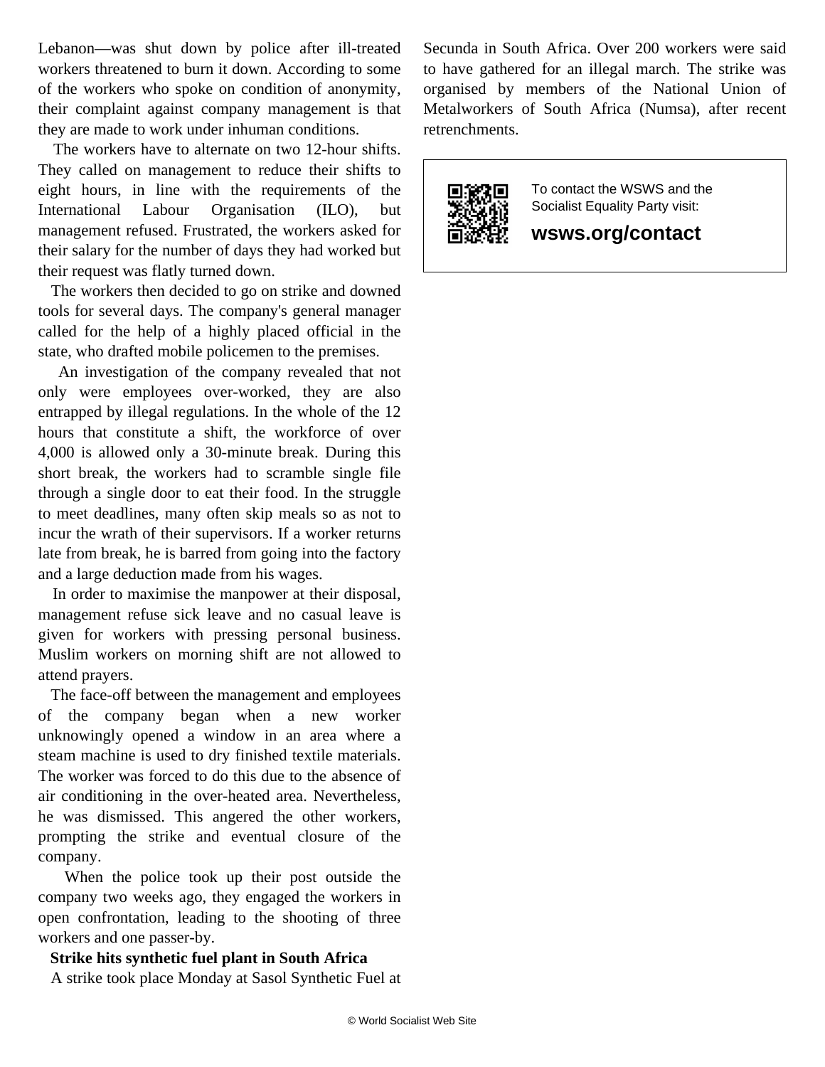Lebanon—was shut down by police after ill-treated workers threatened to burn it down. According to some of the workers who spoke on condition of anonymity, their complaint against company management is that they are made to work under inhuman conditions.

The workers have to alternate on two 12-hour shifts. They called on management to reduce their shifts to eight hours, in line with the requirements of the International Labour Organisation (ILO), but management refused. Frustrated, the workers asked for their salary for the number of days they had worked but their request was flatly turned down.

The workers then decided to go on strike and downed tools for several days. The company's general manager called for the help of a highly placed official in the state, who drafted mobile policemen to the premises.

An investigation of the company revealed that not only were employees over-worked, they are also entrapped by illegal regulations. In the whole of the 12 hours that constitute a shift, the workforce of over 4,000 is allowed only a 30-minute break. During this short break, the workers had to scramble single file through a single door to eat their food. In the struggle to meet deadlines, many often skip meals so as not to incur the wrath of their supervisors. If a worker returns late from break, he is barred from going into the factory and a large deduction made from his wages.

In order to maximise the manpower at their disposal, management refuse sick leave and no casual leave is given for workers with pressing personal business. Muslim workers on morning shift are not allowed to attend prayers.

The face-off between the management and employees of the company began when a new worker unknowingly opened a window in an area where a steam machine is used to dry finished textile materials. The worker was forced to do this due to the absence of air conditioning in the over-heated area. Nevertheless, he was dismissed. This angered the other workers, prompting the strike and eventual closure of the company.

When the police took up their post outside the company two weeks ago, they engaged the workers in open confrontation, leading to the shooting of three workers and one passer-by.

**Strike hits synthetic fuel plant in South Africa**

A strike took place Monday at Sasol Synthetic Fuel at Secunda in South Africa. Over 200 workers were said to have gathered for an illegal march. The strike was organised by members of the National Union of Metalworkers of South Africa (Numsa), after recent retrenchments.

To contact the WSWS and the Socialist Equality Party visit:

**wsws.org/contact**